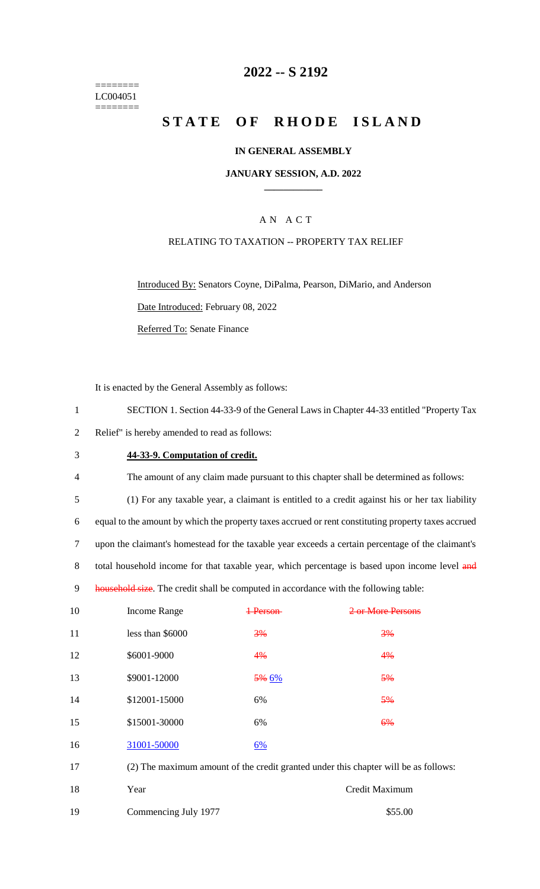========
LC004051
========

# 2022 -- S 2192

# STATE OF RHODE ISLAND

### IN GENERAL ASSEMBLY

### JANUARY SESSION, A.D. 2022

## A N A C T

### RELATING TO TAXATION -- PROPERTY TAX RELIEF

Introduced By: Senators Coyne, DiPalma, Pearson, DiMario, and Anderson

Date Introduced: February 08, 2022

Referred To: Senate Finance

It is enacted by the General Assembly as follows:

1 SECTION 1. Section 44-33-9 of the General Laws in Chapter 44-33 entitled "Property Tax
2 Relief" is hereby amended to read as follows:

3 **44-33-9. Computation of credit.**

4 The amount of any claim made pursuant to this chapter shall be determined as follows:

5 (1) For any taxable year, a claimant is entitled to a credit against his or her tax liability
6 equal to the amount by which the property taxes accrued or rent constituting property taxes accrued
7 upon the claimant's homestead for the taxable year exceeds a certain percentage of the claimant's
8 total household income for that taxable year, which percentage is based upon income level ~~and~~
9 ~~household size~~. The credit shall be computed in accordance with the following table:

| Line | Income Range | ~~1 Person~~ | ~~2 or More Persons~~ |
|---|---|---|---|
| 10 | | | |
| 11 | less than $6000 | ~~3%~~ | ~~3%~~ |
| 12 | $6001-9000 | ~~4%~~ | ~~4%~~ |
| 13 | $9001-12000 | ~~5%~~ 6% | ~~5%~~ |
| 14 | $12001-15000 | 6% | ~~5%~~ |
| 15 | $15001-30000 | 6% | ~~6%~~ |
| 16 | 31001-50000 | 6% | |

17 (2) The maximum amount of the credit granted under this chapter will be as follows:

| Line | Year | Credit Maximum |
|---|---|---|
| 18 | | |
| 19 | Commencing July 1977 | $55.00 |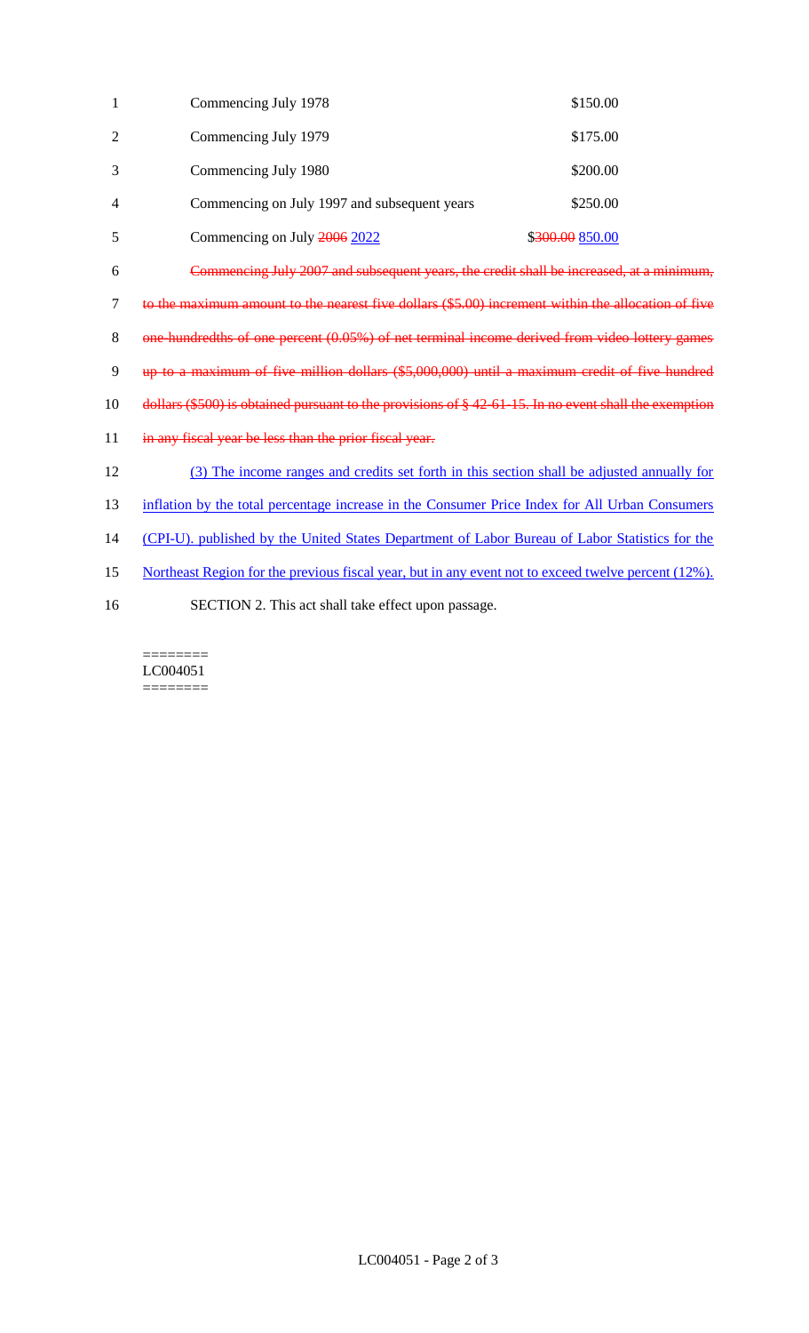| | |
|---|---|
| Commencing July 1978 | $150.00 |
| Commencing July 1979 | $175.00 |
| Commencing July 1980 | $200.00 |
| Commencing on July 1997 and subsequent years | $250.00 |
| Commencing on July ~~2006~~ <u>2022</u> | $~~300.00~~ <u>850.00</u> |

~~Commencing July 2007 and subsequent years, the credit shall be increased, at a minimum, to the maximum amount to the nearest five dollars ($5.00) increment within the allocation of five one-hundredths of one percent (0.05%) of net terminal income derived from video lottery games up to a maximum of five million dollars ($5,000,000) until a maximum credit of five hundred dollars ($500) is obtained pursuant to the provisions of § 42-61-15. In no event shall the exemption in any fiscal year be less than the prior fiscal year.~~

<u>(3) The income ranges and credits set forth in this section shall be adjusted annually for inflation by the total percentage increase in the Consumer Price Index for All Urban Consumers (CPI-U). published by the United States Department of Labor Bureau of Labor Statistics for the Northeast Region for the previous fiscal year, but in any event not to exceed twelve percent (12%).</u>

SECTION 2. This act shall take effect upon passage.

========
LC004051
========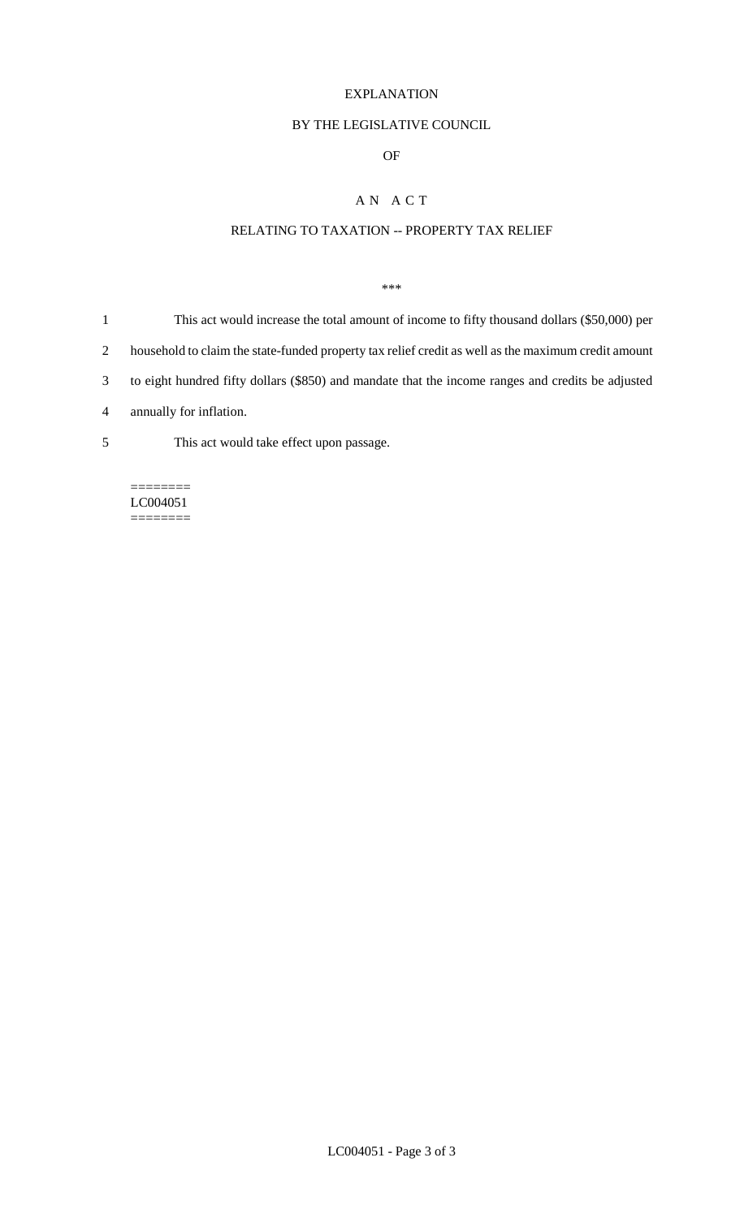EXPLANATION

BY THE LEGISLATIVE COUNCIL

OF

A N A C T

RELATING TO TAXATION -- PROPERTY TAX RELIEF

\*\*\*

This act would increase the total amount of income to fifty thousand dollars ($50,000) per household to claim the state-funded property tax relief credit as well as the maximum credit amount to eight hundred fifty dollars ($850) and mandate that the income ranges and credits be adjusted annually for inflation.

This act would take effect upon passage.

========
LC004051
========